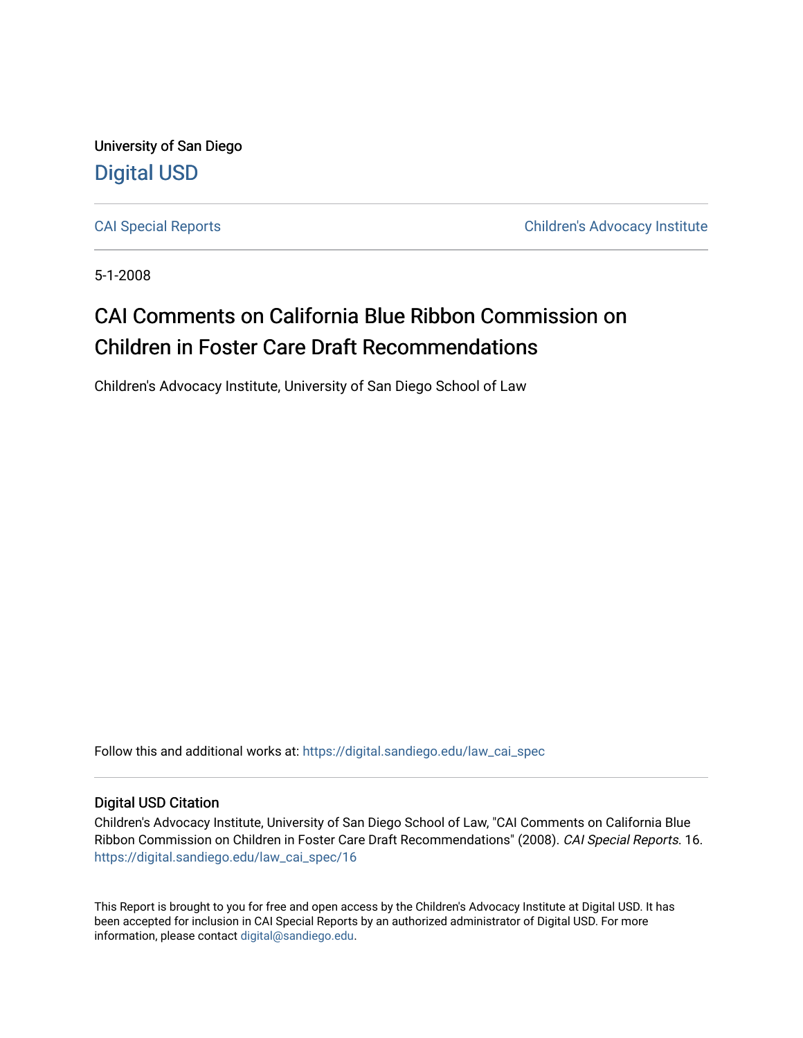University of San Diego

Digital USD

CAI Special Reports

Children's Advocacy Institute

5-1-2008

# CAI Comments on California Blue Ribbon Commission on Children in Foster Care Draft Recommendations

Children's Advocacy Institute, University of San Diego School of Law

Follow this and additional works at: https://digital.sandiego.edu/law_cai_spec

## Digital USD Citation

Children's Advocacy Institute, University of San Diego School of Law, "CAI Comments on California Blue Ribbon Commission on Children in Foster Care Draft Recommendations" (2008). *CAI Special Reports*. 16. https://digital.sandiego.edu/law_cai_spec/16

This Report is brought to you for free and open access by the Children's Advocacy Institute at Digital USD. It has been accepted for inclusion in CAI Special Reports by an authorized administrator of Digital USD. For more information, please contact digital@sandiego.edu.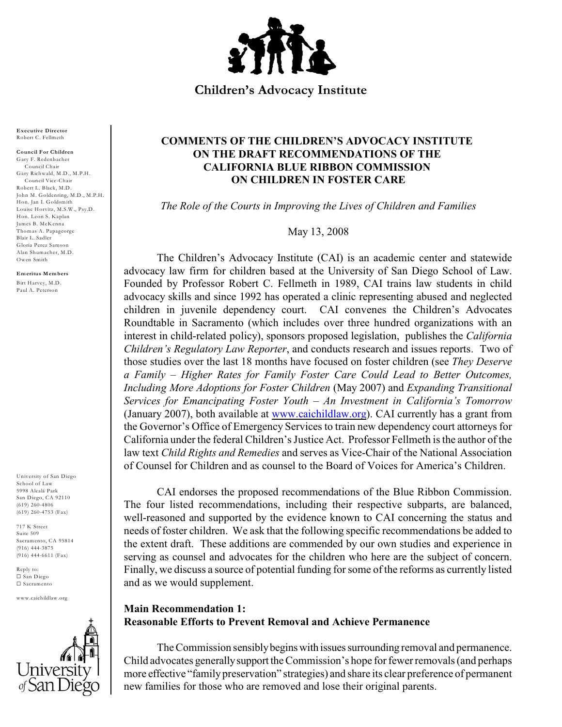**Children's Advocacy Institute**

**Executive Director**
Robert C. Fellmeth

**Council For Children**
Gary F. Redenbacher
Council Chair
Gary Richwald, M.D., M.P.H.
Council Vice-Chair
Robert L. Black, M.D.
John M. Goldenring, M.D., M.P.H.
Hon. Jan I. Goldsmith
Louise Horvitz, M.S.W., Psy.D.
Hon. Leon S. Kaplan
James B. McKenna
Thomas A. Papageorge
Blair L. Sadler
Gloria Perez Samson
Alan Shumacher, M.D.
Owen Smith

**Emeritus Members**
Birt Harvey, M.D.
Paul A. Peterson

University of San Diego
School of Law
5998 Alcalá Park
San Diego, CA 92110
(619) 260-4806
(619) 260-4753 (Fax)

717 K Street
Suite 509
Sacramento, CA 95814
(916) 444-3875
(916) 444-6611 (Fax)

Reply to:
☐ San Diego
☐ Sacramento

www.caichildlaw.org

University of San Diego

# COMMENTS OF THE CHILDREN'S ADVOCACY INSTITUTE ON THE DRAFT RECOMMENDATIONS OF THE CALIFORNIA BLUE RIBBON COMMISSION ON CHILDREN IN FOSTER CARE

*The Role of the Courts in Improving the Lives of Children and Families*

May 13, 2008

The Children's Advocacy Institute (CAI) is an academic center and statewide advocacy law firm for children based at the University of San Diego School of Law. Founded by Professor Robert C. Fellmeth in 1989, CAI trains law students in child advocacy skills and since 1992 has operated a clinic representing abused and neglected children in juvenile dependency court. CAI convenes the Children's Advocates Roundtable in Sacramento (which includes over three hundred organizations with an interest in child-related policy), sponsors proposed legislation, publishes the *California Children's Regulatory Law Reporter*, and conducts research and issues reports. Two of those studies over the last 18 months have focused on foster children (see *They Deserve a Family – Higher Rates for Family Foster Care Could Lead to Better Outcomes, Including More Adoptions for Foster Children* (May 2007) and *Expanding Transitional Services for Emancipating Foster Youth – An Investment in California's Tomorrow* (January 2007), both available at www.caichildlaw.org). CAI currently has a grant from the Governor's Office of Emergency Services to train new dependency court attorneys for California under the federal Children's Justice Act. Professor Fellmeth is the author of the law text *Child Rights and Remedies* and serves as Vice-Chair of the National Association of Counsel for Children and as counsel to the Board of Voices for America's Children.

CAI endorses the proposed recommendations of the Blue Ribbon Commission. The four listed recommendations, including their respective subparts, are balanced, well-reasoned and supported by the evidence known to CAI concerning the status and needs of foster children. We ask that the following specific recommendations be added to the extent draft. These additions are commended by our own studies and experience in serving as counsel and advocates for the children who here are the subject of concern. Finally, we discuss a source of potential funding for some of the reforms as currently listed and as we would supplement.

## Main Recommendation 1: Reasonable Efforts to Prevent Removal and Achieve Permanence

The Commission sensibly begins with issues surrounding removal and permanence. Child advocates generally support the Commission's hope for fewer removals (and perhaps more effective "family preservation" strategies) and share its clear preference of permanent new families for those who are removed and lose their original parents.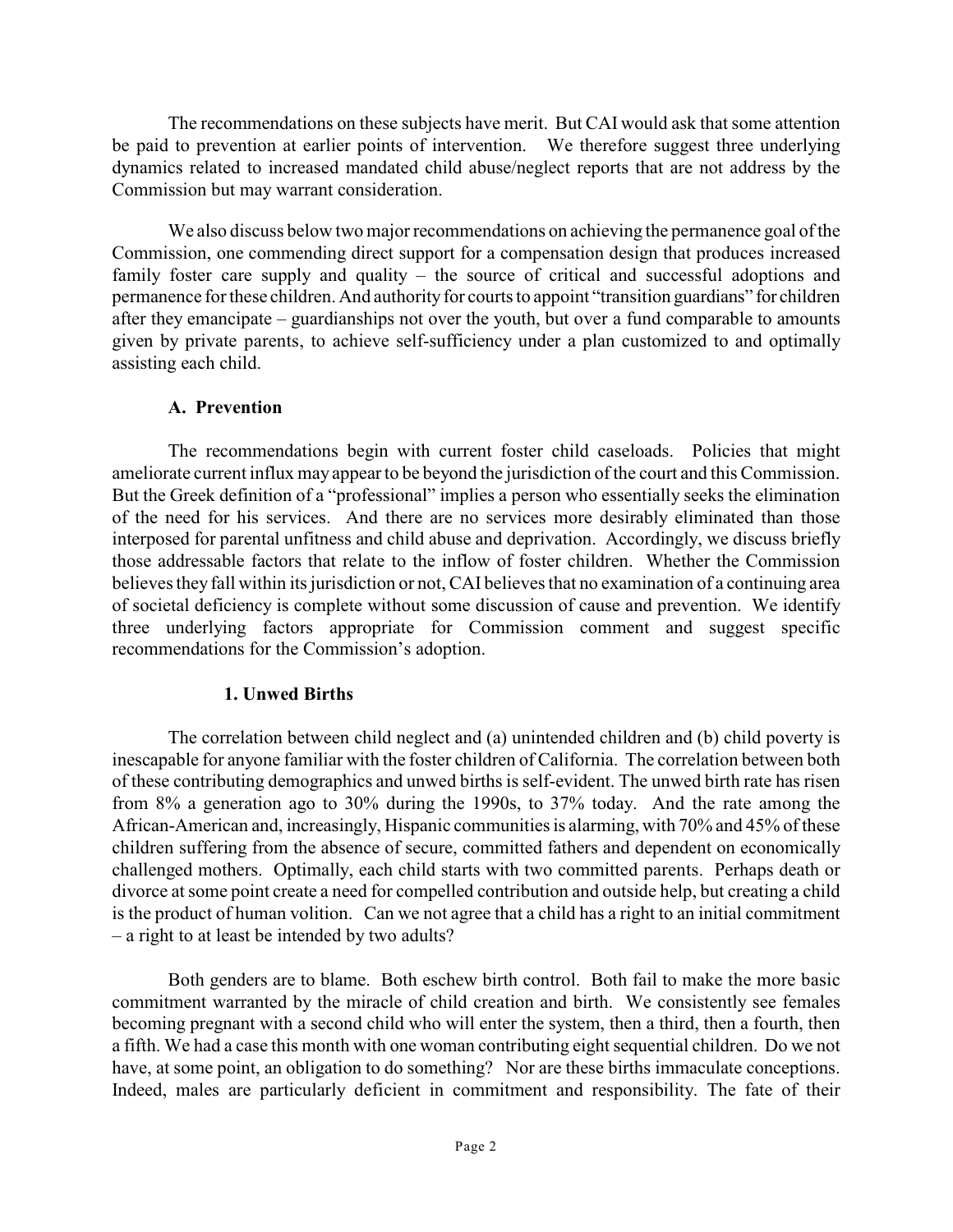The recommendations on these subjects have merit. But CAI would ask that some attention be paid to prevention at earlier points of intervention. We therefore suggest three underlying dynamics related to increased mandated child abuse/neglect reports that are not address by the Commission but may warrant consideration.

We also discuss below two major recommendations on achieving the permanence goal of the Commission, one commending direct support for a compensation design that produces increased family foster care supply and quality – the source of critical and successful adoptions and permanence for these children. And authority for courts to appoint "transition guardians" for children after they emancipate – guardianships not over the youth, but over a fund comparable to amounts given by private parents, to achieve self-sufficiency under a plan customized to and optimally assisting each child.

### A. Prevention

The recommendations begin with current foster child caseloads. Policies that might ameliorate current influx may appear to be beyond the jurisdiction of the court and this Commission. But the Greek definition of a "professional" implies a person who essentially seeks the elimination of the need for his services. And there are no services more desirably eliminated than those interposed for parental unfitness and child abuse and deprivation. Accordingly, we discuss briefly those addressable factors that relate to the inflow of foster children. Whether the Commission believes they fall within its jurisdiction or not, CAI believes that no examination of a continuing area of societal deficiency is complete without some discussion of cause and prevention. We identify three underlying factors appropriate for Commission comment and suggest specific recommendations for the Commission's adoption.

#### 1. Unwed Births

The correlation between child neglect and (a) unintended children and (b) child poverty is inescapable for anyone familiar with the foster children of California. The correlation between both of these contributing demographics and unwed births is self-evident. The unwed birth rate has risen from 8% a generation ago to 30% during the 1990s, to 37% today. And the rate among the African-American and, increasingly, Hispanic communities is alarming, with 70% and 45% of these children suffering from the absence of secure, committed fathers and dependent on economically challenged mothers. Optimally, each child starts with two committed parents. Perhaps death or divorce at some point create a need for compelled contribution and outside help, but creating a child is the product of human volition. Can we not agree that a child has a right to an initial commitment – a right to at least be intended by two adults?

Both genders are to blame. Both eschew birth control. Both fail to make the more basic commitment warranted by the miracle of child creation and birth. We consistently see females becoming pregnant with a second child who will enter the system, then a third, then a fourth, then a fifth. We had a case this month with one woman contributing eight sequential children. Do we not have, at some point, an obligation to do something? Nor are these births immaculate conceptions. Indeed, males are particularly deficient in commitment and responsibility. The fate of their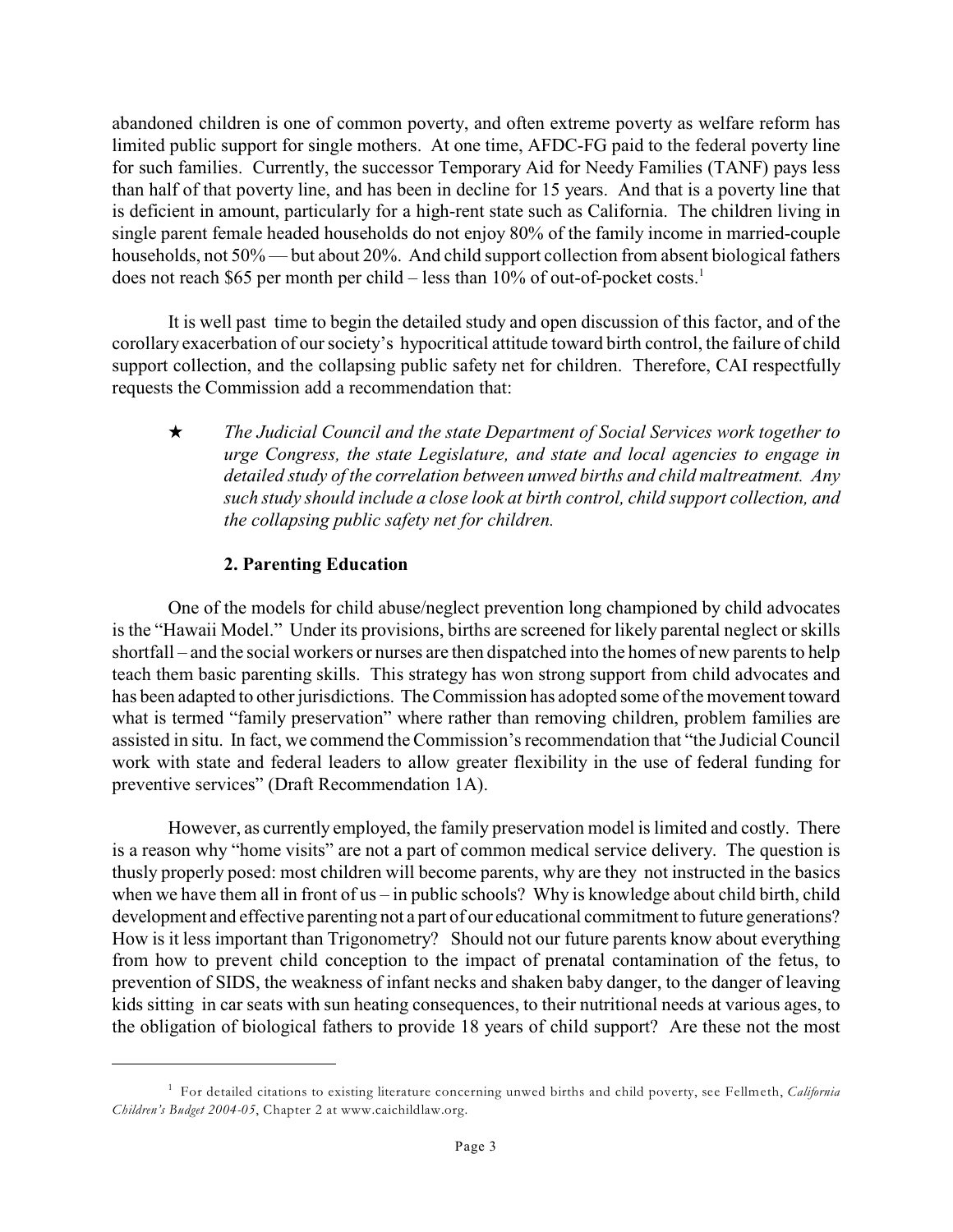abandoned children is one of common poverty, and often extreme poverty as welfare reform has limited public support for single mothers. At one time, AFDC-FG paid to the federal poverty line for such families. Currently, the successor Temporary Aid for Needy Families (TANF) pays less than half of that poverty line, and has been in decline for 15 years. And that is a poverty line that is deficient in amount, particularly for a high-rent state such as California. The children living in single parent female headed households do not enjoy 80% of the family income in married-couple households, not 50% — but about 20%. And child support collection from absent biological fathers does not reach $65 per month per child – less than 10% of out-of-pocket costs.[1]

It is well past time to begin the detailed study and open discussion of this factor, and of the corollary exacerbation of our society's hypocritical attitude toward birth control, the failure of child support collection, and the collapsing public safety net for children. Therefore, CAI respectfully requests the Commission add a recommendation that:

★ *The Judicial Council and the state Department of Social Services work together to urge Congress, the state Legislature, and state and local agencies to engage in detailed study of the correlation between unwed births and child maltreatment. Any such study should include a close look at birth control, child support collection, and the collapsing public safety net for children.*

### 2. Parenting Education

One of the models for child abuse/neglect prevention long championed by child advocates is the "Hawaii Model." Under its provisions, births are screened for likely parental neglect or skills shortfall – and the social workers or nurses are then dispatched into the homes of new parents to help teach them basic parenting skills. This strategy has won strong support from child advocates and has been adapted to other jurisdictions. The Commission has adopted some of the movement toward what is termed "family preservation" where rather than removing children, problem families are assisted in situ. In fact, we commend the Commission's recommendation that "the Judicial Council work with state and federal leaders to allow greater flexibility in the use of federal funding for preventive services" (Draft Recommendation 1A).

However, as currently employed, the family preservation model is limited and costly. There is a reason why "home visits" are not a part of common medical service delivery. The question is thusly properly posed: most children will become parents, why are they not instructed in the basics when we have them all in front of us – in public schools? Why is knowledge about child birth, child development and effective parenting not a part of our educational commitment to future generations? How is it less important than Trigonometry? Should not our future parents know about everything from how to prevent child conception to the impact of prenatal contamination of the fetus, to prevention of SIDS, the weakness of infant necks and shaken baby danger, to the danger of leaving kids sitting in car seats with sun heating consequences, to their nutritional needs at various ages, to the obligation of biological fathers to provide 18 years of child support? Are these not the most

---

[1] For detailed citations to existing literature concerning unwed births and child poverty, see Fellmeth, *California Children's Budget 2004-05*, Chapter 2 at www.caichildlaw.org.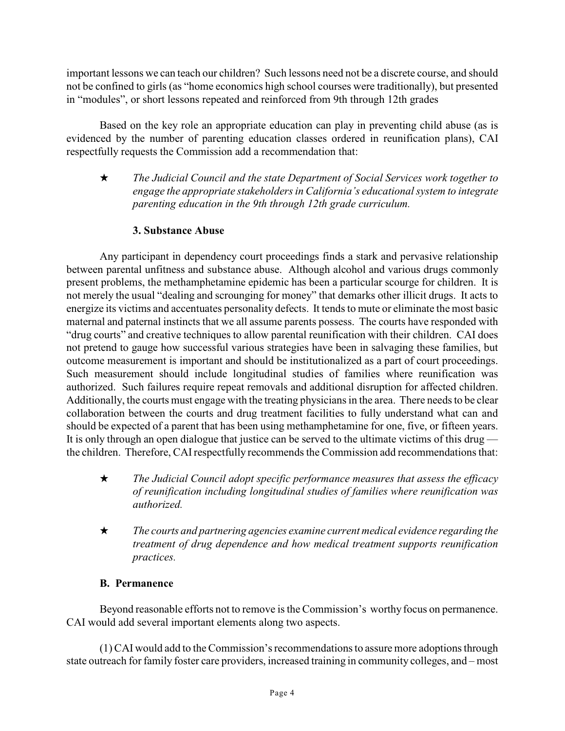important lessons we can teach our children? Such lessons need not be a discrete course, and should not be confined to girls (as "home economics high school courses were traditionally), but presented in "modules", or short lessons repeated and reinforced from 9th through 12th grades

Based on the key role an appropriate education can play in preventing child abuse (as is evidenced by the number of parenting education classes ordered in reunification plans), CAI respectfully requests the Commission add a recommendation that:

★ *The Judicial Council and the state Department of Social Services work together to engage the appropriate stakeholders in California's educational system to integrate parenting education in the 9th through 12th grade curriculum.*

### 3. Substance Abuse

Any participant in dependency court proceedings finds a stark and pervasive relationship between parental unfitness and substance abuse. Although alcohol and various drugs commonly present problems, the methamphetamine epidemic has been a particular scourge for children. It is not merely the usual "dealing and scrounging for money" that demarks other illicit drugs. It acts to energize its victims and accentuates personality defects. It tends to mute or eliminate the most basic maternal and paternal instincts that we all assume parents possess. The courts have responded with "drug courts" and creative techniques to allow parental reunification with their children. CAI does not pretend to gauge how successful various strategies have been in salvaging these families, but outcome measurement is important and should be institutionalized as a part of court proceedings. Such measurement should include longitudinal studies of families where reunification was authorized. Such failures require repeat removals and additional disruption for affected children. Additionally, the courts must engage with the treating physicians in the area. There needs to be clear collaboration between the courts and drug treatment facilities to fully understand what can and should be expected of a parent that has been using methamphetamine for one, five, or fifteen years. It is only through an open dialogue that justice can be served to the ultimate victims of this drug — the children. Therefore, CAI respectfully recommends the Commission add recommendations that:

★ *The Judicial Council adopt specific performance measures that assess the efficacy of reunification including longitudinal studies of families where reunification was authorized.*

★ *The courts and partnering agencies examine current medical evidence regarding the treatment of drug dependence and how medical treatment supports reunification practices.*

### B. Permanence

Beyond reasonable efforts not to remove is the Commission's worthy focus on permanence. CAI would add several important elements along two aspects.

(1) CAI would add to the Commission's recommendations to assure more adoptions through state outreach for family foster care providers, increased training in community colleges, and – most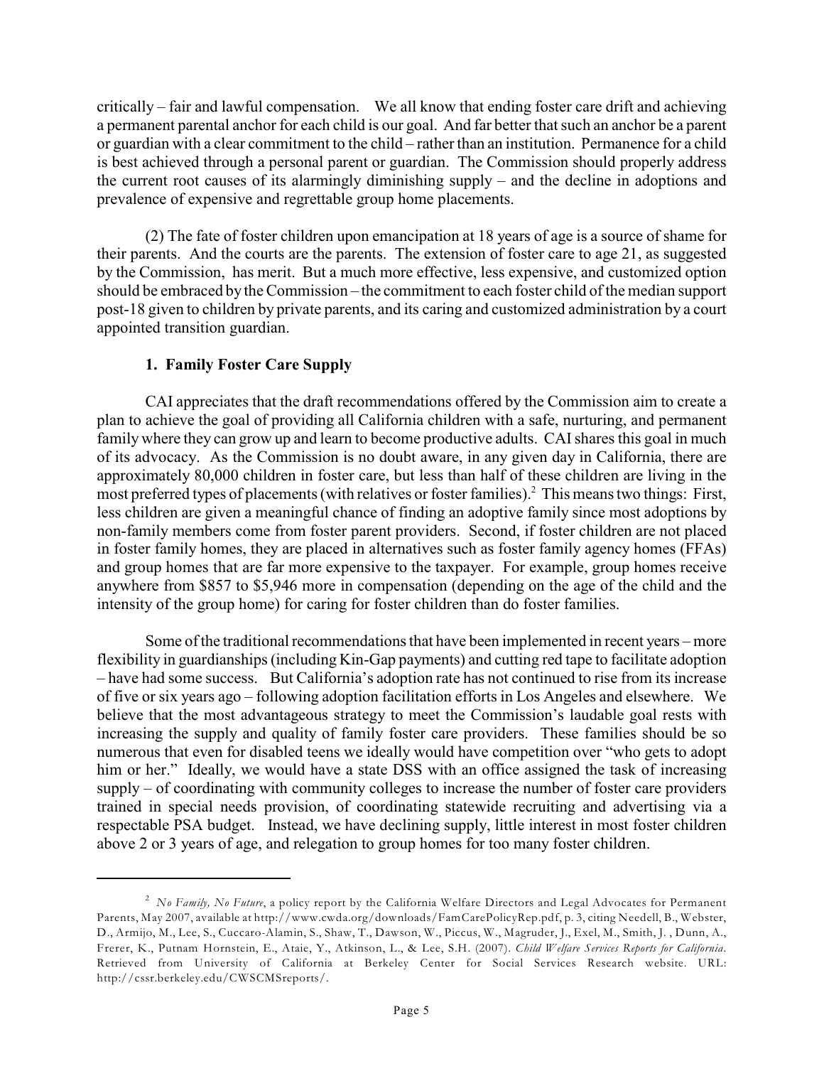critically – fair and lawful compensation. We all know that ending foster care drift and achieving a permanent parental anchor for each child is our goal. And far better that such an anchor be a parent or guardian with a clear commitment to the child – rather than an institution. Permanence for a child is best achieved through a personal parent or guardian. The Commission should properly address the current root causes of its alarmingly diminishing supply – and the decline in adoptions and prevalence of expensive and regrettable group home placements.

(2) The fate of foster children upon emancipation at 18 years of age is a source of shame for their parents. And the courts are the parents. The extension of foster care to age 21, as suggested by the Commission, has merit. But a much more effective, less expensive, and customized option should be embraced by the Commission – the commitment to each foster child of the median support post-18 given to children by private parents, and its caring and customized administration by a court appointed transition guardian.

### 1. Family Foster Care Supply

CAI appreciates that the draft recommendations offered by the Commission aim to create a plan to achieve the goal of providing all California children with a safe, nurturing, and permanent family where they can grow up and learn to become productive adults. CAI shares this goal in much of its advocacy. As the Commission is no doubt aware, in any given day in California, there are approximately 80,000 children in foster care, but less than half of these children are living in the most preferred types of placements (with relatives or foster families).[2] This means two things: First, less children are given a meaningful chance of finding an adoptive family since most adoptions by non-family members come from foster parent providers. Second, if foster children are not placed in foster family homes, they are placed in alternatives such as foster family agency homes (FFAs) and group homes that are far more expensive to the taxpayer. For example, group homes receive anywhere from $857 to $5,946 more in compensation (depending on the age of the child and the intensity of the group home) for caring for foster children than do foster families.

Some of the traditional recommendations that have been implemented in recent years – more flexibility in guardianships (including Kin-Gap payments) and cutting red tape to facilitate adoption – have had some success. But California's adoption rate has not continued to rise from its increase of five or six years ago – following adoption facilitation efforts in Los Angeles and elsewhere. We believe that the most advantageous strategy to meet the Commission's laudable goal rests with increasing the supply and quality of family foster care providers. These families should be so numerous that even for disabled teens we ideally would have competition over "who gets to adopt him or her." Ideally, we would have a state DSS with an office assigned the task of increasing supply – of coordinating with community colleges to increase the number of foster care providers trained in special needs provision, of coordinating statewide recruiting and advertising via a respectable PSA budget. Instead, we have declining supply, little interest in most foster children above 2 or 3 years of age, and relegation to group homes for too many foster children.

---

[2] *No Family, No Future*, a policy report by the California Welfare Directors and Legal Advocates for Permanent Parents, May 2007, available at http://www.cwda.org/downloads/FamCarePolicyRep.pdf, p. 3, citing Needell, B., Webster, D., Armijo, M., Lee, S., Cuccaro-Alamin, S., Shaw, T., Dawson, W., Piccus, W., Magruder, J., Exel, M., Smith, J. , Dunn, A., Frerer, K., Putnam Hornstein, E., Ataie, Y., Atkinson, L., & Lee, S.H. (2007). *Child Welfare Services Reports for California*. Retrieved from University of California at Berkeley Center for Social Services Research website. URL: http://cssr.berkeley.edu/CWSCMSreports/.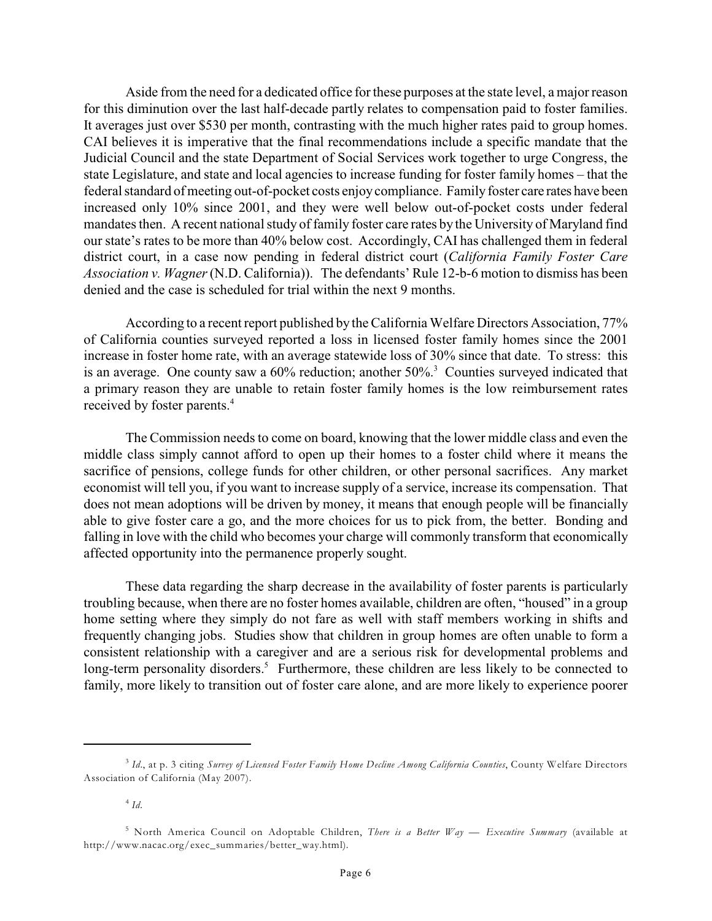Aside from the need for a dedicated office for these purposes at the state level, a major reason for this diminution over the last half-decade partly relates to compensation paid to foster families. It averages just over $530 per month, contrasting with the much higher rates paid to group homes. CAI believes it is imperative that the final recommendations include a specific mandate that the Judicial Council and the state Department of Social Services work together to urge Congress, the state Legislature, and state and local agencies to increase funding for foster family homes – that the federal standard of meeting out-of-pocket costs enjoy compliance. Family foster care rates have been increased only 10% since 2001, and they were well below out-of-pocket costs under federal mandates then. A recent national study of family foster care rates by the University of Maryland find our state's rates to be more than 40% below cost. Accordingly, CAI has challenged them in federal district court, in a case now pending in federal district court (*California Family Foster Care Association v. Wagner* (N.D. California)). The defendants' Rule 12-b-6 motion to dismiss has been denied and the case is scheduled for trial within the next 9 months.

According to a recent report published by the California Welfare Directors Association, 77% of California counties surveyed reported a loss in licensed foster family homes since the 2001 increase in foster home rate, with an average statewide loss of 30% since that date. To stress: this is an average. One county saw a 60% reduction; another 50%.[3] Counties surveyed indicated that a primary reason they are unable to retain foster family homes is the low reimbursement rates received by foster parents.[4]

The Commission needs to come on board, knowing that the lower middle class and even the middle class simply cannot afford to open up their homes to a foster child where it means the sacrifice of pensions, college funds for other children, or other personal sacrifices. Any market economist will tell you, if you want to increase supply of a service, increase its compensation. That does not mean adoptions will be driven by money, it means that enough people will be financially able to give foster care a go, and the more choices for us to pick from, the better. Bonding and falling in love with the child who becomes your charge will commonly transform that economically affected opportunity into the permanence properly sought.

These data regarding the sharp decrease in the availability of foster parents is particularly troubling because, when there are no foster homes available, children are often, "housed" in a group home setting where they simply do not fare as well with staff members working in shifts and frequently changing jobs. Studies show that children in group homes are often unable to form a consistent relationship with a caregiver and are a serious risk for developmental problems and long-term personality disorders.[5] Furthermore, these children are less likely to be connected to family, more likely to transition out of foster care alone, and are more likely to experience poorer

---

[3] *Id.*, at p. 3 citing *Survey of Licensed Foster Family Home Decline Among California Counties*, County Welfare Directors Association of California (May 2007).

[4] *Id.*

[5] North America Council on Adoptable Children, *There is a Better Way — Executive Summary* (available at http://www.nacac.org/exec_summaries/better_way.html).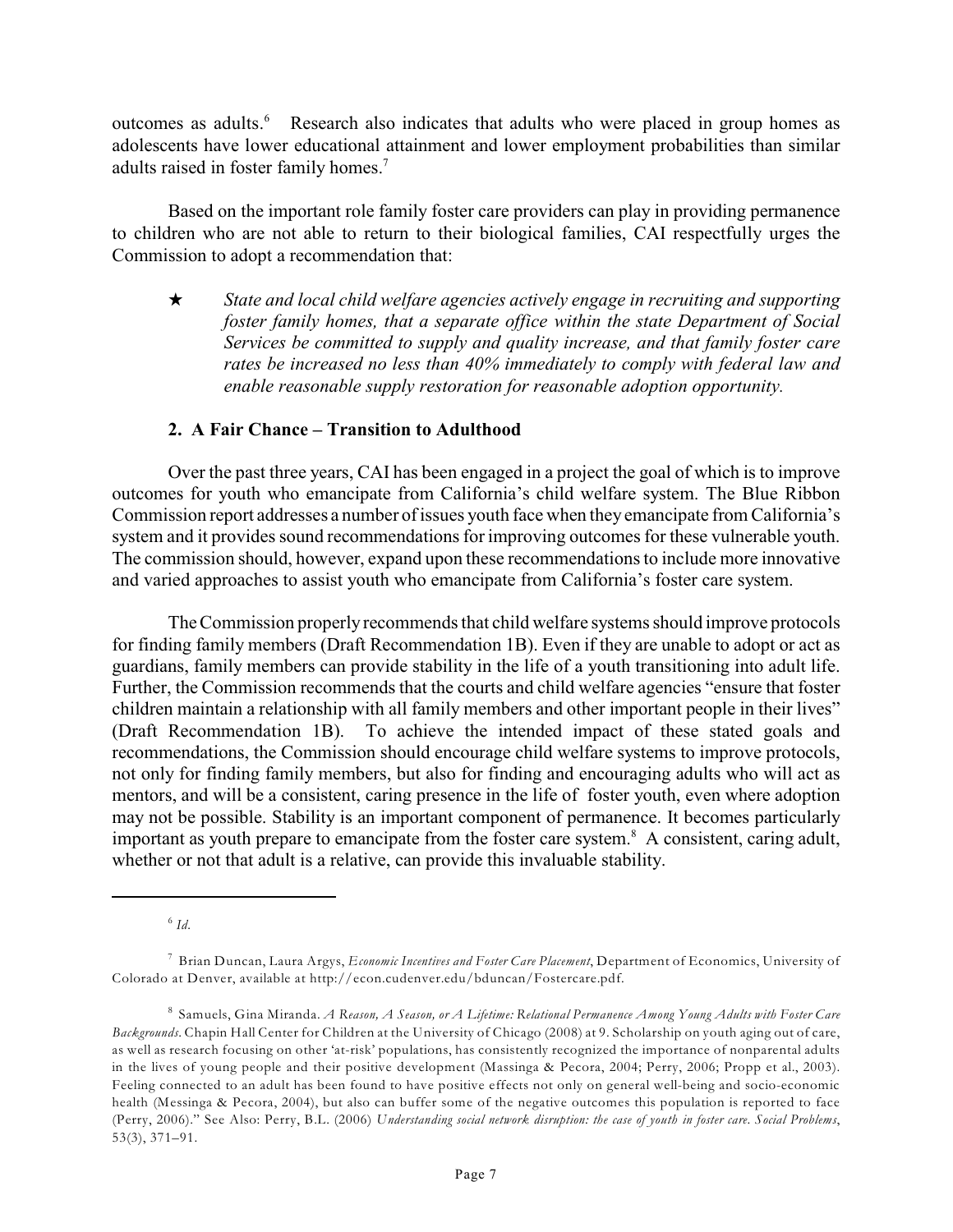outcomes as adults.[6] Research also indicates that adults who were placed in group homes as adolescents have lower educational attainment and lower employment probabilities than similar adults raised in foster family homes.[7]

Based on the important role family foster care providers can play in providing permanence to children who are not able to return to their biological families, CAI respectfully urges the Commission to adopt a recommendation that:

★ *State and local child welfare agencies actively engage in recruiting and supporting foster family homes, that a separate office within the state Department of Social Services be committed to supply and quality increase, and that family foster care rates be increased no less than 40% immediately to comply with federal law and enable reasonable supply restoration for reasonable adoption opportunity.*

### 2. A Fair Chance – Transition to Adulthood

Over the past three years, CAI has been engaged in a project the goal of which is to improve outcomes for youth who emancipate from California's child welfare system. The Blue Ribbon Commission report addresses a number of issues youth face when they emancipate from California's system and it provides sound recommendations for improving outcomes for these vulnerable youth. The commission should, however, expand upon these recommendations to include more innovative and varied approaches to assist youth who emancipate from California's foster care system.

The Commission properly recommends that child welfare systems should improve protocols for finding family members (Draft Recommendation 1B). Even if they are unable to adopt or act as guardians, family members can provide stability in the life of a youth transitioning into adult life. Further, the Commission recommends that the courts and child welfare agencies "ensure that foster children maintain a relationship with all family members and other important people in their lives" (Draft Recommendation 1B). To achieve the intended impact of these stated goals and recommendations, the Commission should encourage child welfare systems to improve protocols, not only for finding family members, but also for finding and encouraging adults who will act as mentors, and will be a consistent, caring presence in the life of foster youth, even where adoption may not be possible. Stability is an important component of permanence. It becomes particularly important as youth prepare to emancipate from the foster care system.[8] A consistent, caring adult, whether or not that adult is a relative, can provide this invaluable stability.

---

[6] *Id.*

[7] Brian Duncan, Laura Argys, *Economic Incentives and Foster Care Placement*, Department of Economics, University of Colorado at Denver, available at http://econ.cudenver.edu/bduncan/Fostercare.pdf.

[8] Samuels, Gina Miranda. *A Reason, A Season, or A Lifetime: Relational Permanence Among Young Adults with Foster Care Backgrounds*. Chapin Hall Center for Children at the University of Chicago (2008) at 9. Scholarship on youth aging out of care, as well as research focusing on other 'at-risk' populations, has consistently recognized the importance of nonparental adults in the lives of young people and their positive development (Massinga & Pecora, 2004; Perry, 2006; Propp et al., 2003). Feeling connected to an adult has been found to have positive effects not only on general well-being and socio-economic health (Messinga & Pecora, 2004), but also can buffer some of the negative outcomes this population is reported to face (Perry, 2006)." See Also: Perry, B.L. (2006) *Understanding social network disruption: the case of youth in foster care. Social Problems*, 53(3), 371–91.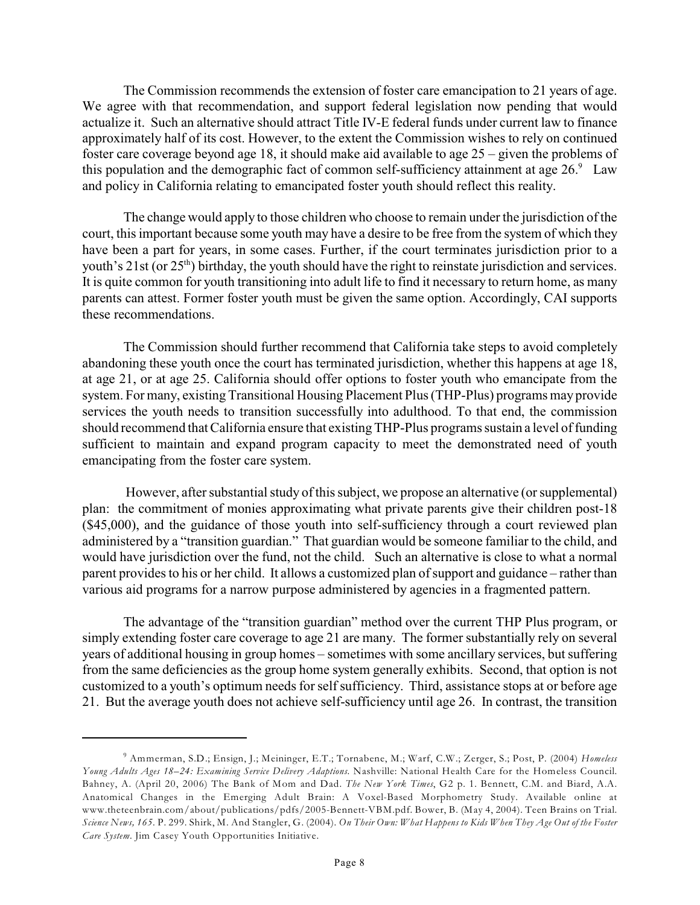The Commission recommends the extension of foster care emancipation to 21 years of age. We agree with that recommendation, and support federal legislation now pending that would actualize it. Such an alternative should attract Title IV-E federal funds under current law to finance approximately half of its cost. However, to the extent the Commission wishes to rely on continued foster care coverage beyond age 18, it should make aid available to age 25 – given the problems of this population and the demographic fact of common self-sufficiency attainment at age 26.[9] Law and policy in California relating to emancipated foster youth should reflect this reality.

The change would apply to those children who choose to remain under the jurisdiction of the court, this important because some youth may have a desire to be free from the system of which they have been a part for years, in some cases. Further, if the court terminates jurisdiction prior to a youth's 21st (or 25th) birthday, the youth should have the right to reinstate jurisdiction and services. It is quite common for youth transitioning into adult life to find it necessary to return home, as many parents can attest. Former foster youth must be given the same option. Accordingly, CAI supports these recommendations.

The Commission should further recommend that California take steps to avoid completely abandoning these youth once the court has terminated jurisdiction, whether this happens at age 18, at age 21, or at age 25. California should offer options to foster youth who emancipate from the system. For many, existing Transitional Housing Placement Plus (THP-Plus) programs may provide services the youth needs to transition successfully into adulthood. To that end, the commission should recommend that California ensure that existing THP-Plus programs sustain a level of funding sufficient to maintain and expand program capacity to meet the demonstrated need of youth emancipating from the foster care system.

However, after substantial study of this subject, we propose an alternative (or supplemental) plan: the commitment of monies approximating what private parents give their children post-18 ($45,000), and the guidance of those youth into self-sufficiency through a court reviewed plan administered by a "transition guardian." That guardian would be someone familiar to the child, and would have jurisdiction over the fund, not the child. Such an alternative is close to what a normal parent provides to his or her child. It allows a customized plan of support and guidance – rather than various aid programs for a narrow purpose administered by agencies in a fragmented pattern.

The advantage of the "transition guardian" method over the current THP Plus program, or simply extending foster care coverage to age 21 are many. The former substantially rely on several years of additional housing in group homes – sometimes with some ancillary services, but suffering from the same deficiencies as the group home system generally exhibits. Second, that option is not customized to a youth's optimum needs for self sufficiency. Third, assistance stops at or before age 21. But the average youth does not achieve self-sufficiency until age 26. In contrast, the transition

---

[9] Ammerman, S.D.; Ensign, J.; Meininger, E.T.; Tornabene, M.; Warf, C.W.; Zerger, S.; Post, P. (2004) *Homeless Young Adults Ages 18–24: Examining Service Delivery Adaptions.* Nashville: National Health Care for the Homeless Council. Bahney, A. (April 20, 2006) The Bank of Mom and Dad. *The New York Times*, G2 p. 1. Bennett, C.M. and Biard, A.A. Anatomical Changes in the Emerging Adult Brain: A Voxel-Based Morphometry Study. Available online at www.theteenbrain.com/about/publications/pdfs/2005-Bennett-VBM.pdf. Bower, B. (May 4, 2004). Teen Brains on Trial. *Science News, 165.* P. 299. Shirk, M. And Stangler, G. (2004). *On Their Own: What Happens to Kids When They Age Out of the Foster Care System.* Jim Casey Youth Opportunities Initiative.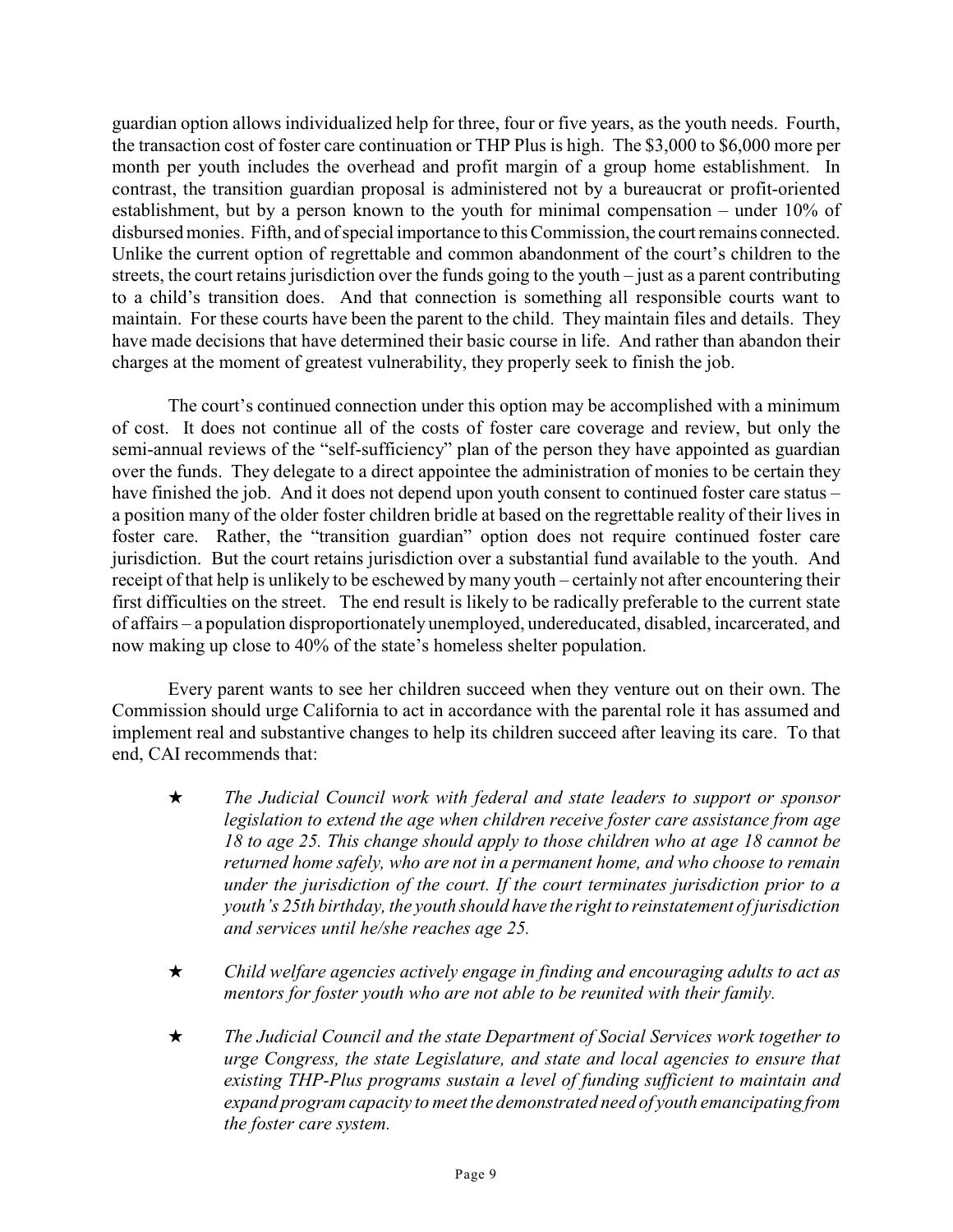guardian option allows individualized help for three, four or five years, as the youth needs. Fourth, the transaction cost of foster care continuation or THP Plus is high. The $3,000 to $6,000 more per month per youth includes the overhead and profit margin of a group home establishment. In contrast, the transition guardian proposal is administered not by a bureaucrat or profit-oriented establishment, but by a person known to the youth for minimal compensation – under 10% of disbursed monies. Fifth, and of special importance to this Commission, the court remains connected. Unlike the current option of regrettable and common abandonment of the court's children to the streets, the court retains jurisdiction over the funds going to the youth – just as a parent contributing to a child's transition does. And that connection is something all responsible courts want to maintain. For these courts have been the parent to the child. They maintain files and details. They have made decisions that have determined their basic course in life. And rather than abandon their charges at the moment of greatest vulnerability, they properly seek to finish the job.

The court's continued connection under this option may be accomplished with a minimum of cost. It does not continue all of the costs of foster care coverage and review, but only the semi-annual reviews of the "self-sufficiency" plan of the person they have appointed as guardian over the funds. They delegate to a direct appointee the administration of monies to be certain they have finished the job. And it does not depend upon youth consent to continued foster care status – a position many of the older foster children bridle at based on the regrettable reality of their lives in foster care. Rather, the "transition guardian" option does not require continued foster care jurisdiction. But the court retains jurisdiction over a substantial fund available to the youth. And receipt of that help is unlikely to be eschewed by many youth – certainly not after encountering their first difficulties on the street. The end result is likely to be radically preferable to the current state of affairs – a population disproportionately unemployed, undereducated, disabled, incarcerated, and now making up close to 40% of the state's homeless shelter population.

Every parent wants to see her children succeed when they venture out on their own. The Commission should urge California to act in accordance with the parental role it has assumed and implement real and substantive changes to help its children succeed after leaving its care. To that end, CAI recommends that:

- ★ *The Judicial Council work with federal and state leaders to support or sponsor legislation to extend the age when children receive foster care assistance from age 18 to age 25. This change should apply to those children who at age 18 cannot be returned home safely, who are not in a permanent home, and who choose to remain under the jurisdiction of the court. If the court terminates jurisdiction prior to a youth's 25th birthday, the youth should have the right to reinstatement of jurisdiction and services until he/she reaches age 25.*

- ★ *Child welfare agencies actively engage in finding and encouraging adults to act as mentors for foster youth who are not able to be reunited with their family.*

- ★ *The Judicial Council and the state Department of Social Services work together to urge Congress, the state Legislature, and state and local agencies to ensure that existing THP-Plus programs sustain a level of funding sufficient to maintain and expand program capacity to meet the demonstrated need of youth emancipating from the foster care system.*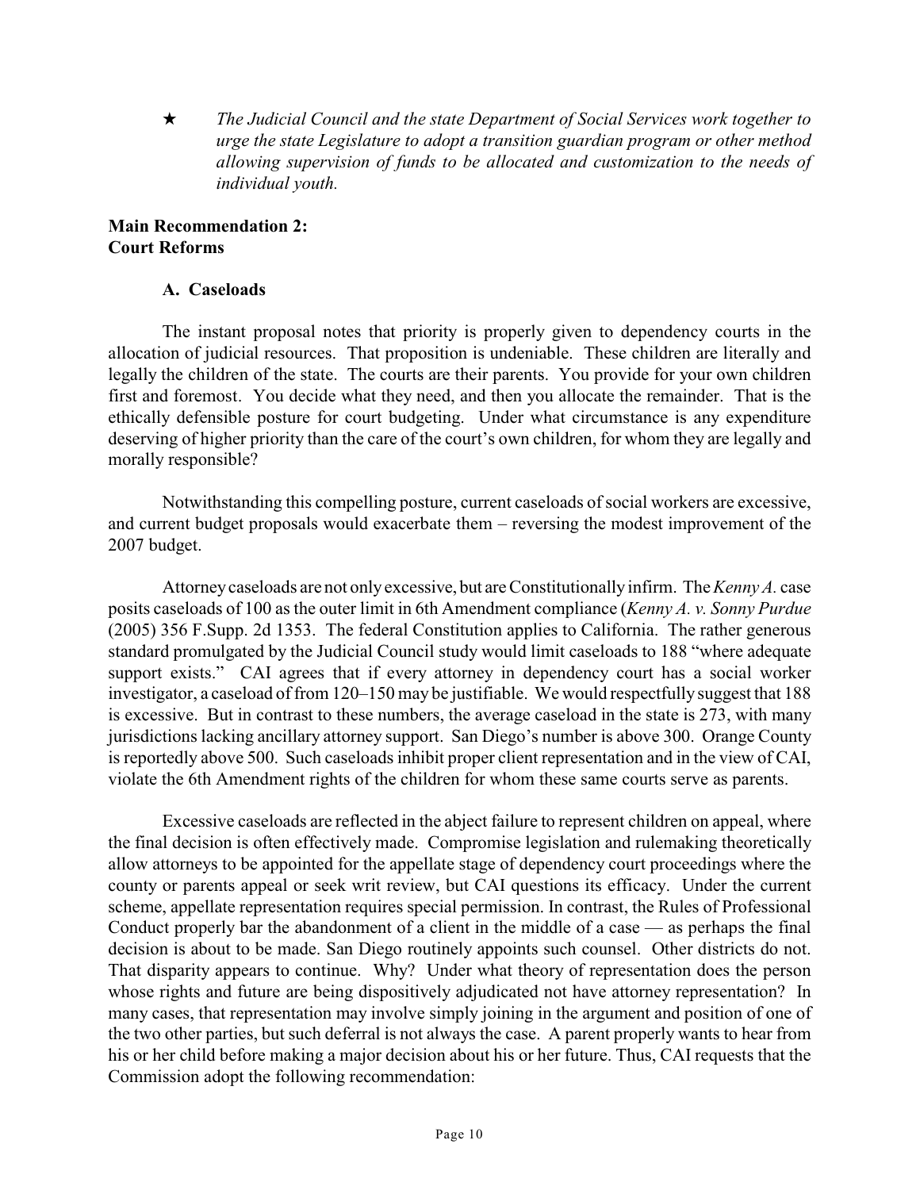★ *The Judicial Council and the state Department of Social Services work together to urge the state Legislature to adopt a transition guardian program or other method allowing supervision of funds to be allocated and customization to the needs of individual youth.*

**Main Recommendation 2:**
**Court Reforms**

**A. Caseloads**

The instant proposal notes that priority is properly given to dependency courts in the allocation of judicial resources. That proposition is undeniable. These children are literally and legally the children of the state. The courts are their parents. You provide for your own children first and foremost. You decide what they need, and then you allocate the remainder. That is the ethically defensible posture for court budgeting. Under what circumstance is any expenditure deserving of higher priority than the care of the court's own children, for whom they are legally and morally responsible?

Notwithstanding this compelling posture, current caseloads of social workers are excessive, and current budget proposals would exacerbate them – reversing the modest improvement of the 2007 budget.

Attorney caseloads are not only excessive, but are Constitutionally infirm. The *Kenny A.* case posits caseloads of 100 as the outer limit in 6th Amendment compliance (*Kenny A. v. Sonny Purdue* (2005) 356 F.Supp. 2d 1353. The federal Constitution applies to California. The rather generous standard promulgated by the Judicial Council study would limit caseloads to 188 "where adequate support exists." CAI agrees that if every attorney in dependency court has a social worker investigator, a caseload of from 120–150 may be justifiable. We would respectfully suggest that 188 is excessive. But in contrast to these numbers, the average caseload in the state is 273, with many jurisdictions lacking ancillary attorney support. San Diego's number is above 300. Orange County is reportedly above 500. Such caseloads inhibit proper client representation and in the view of CAI, violate the 6th Amendment rights of the children for whom these same courts serve as parents.

Excessive caseloads are reflected in the abject failure to represent children on appeal, where the final decision is often effectively made. Compromise legislation and rulemaking theoretically allow attorneys to be appointed for the appellate stage of dependency court proceedings where the county or parents appeal or seek writ review, but CAI questions its efficacy. Under the current scheme, appellate representation requires special permission. In contrast, the Rules of Professional Conduct properly bar the abandonment of a client in the middle of a case — as perhaps the final decision is about to be made. San Diego routinely appoints such counsel. Other districts do not. That disparity appears to continue. Why? Under what theory of representation does the person whose rights and future are being dispositively adjudicated not have attorney representation? In many cases, that representation may involve simply joining in the argument and position of one of the two other parties, but such deferral is not always the case. A parent properly wants to hear from his or her child before making a major decision about his or her future. Thus, CAI requests that the Commission adopt the following recommendation: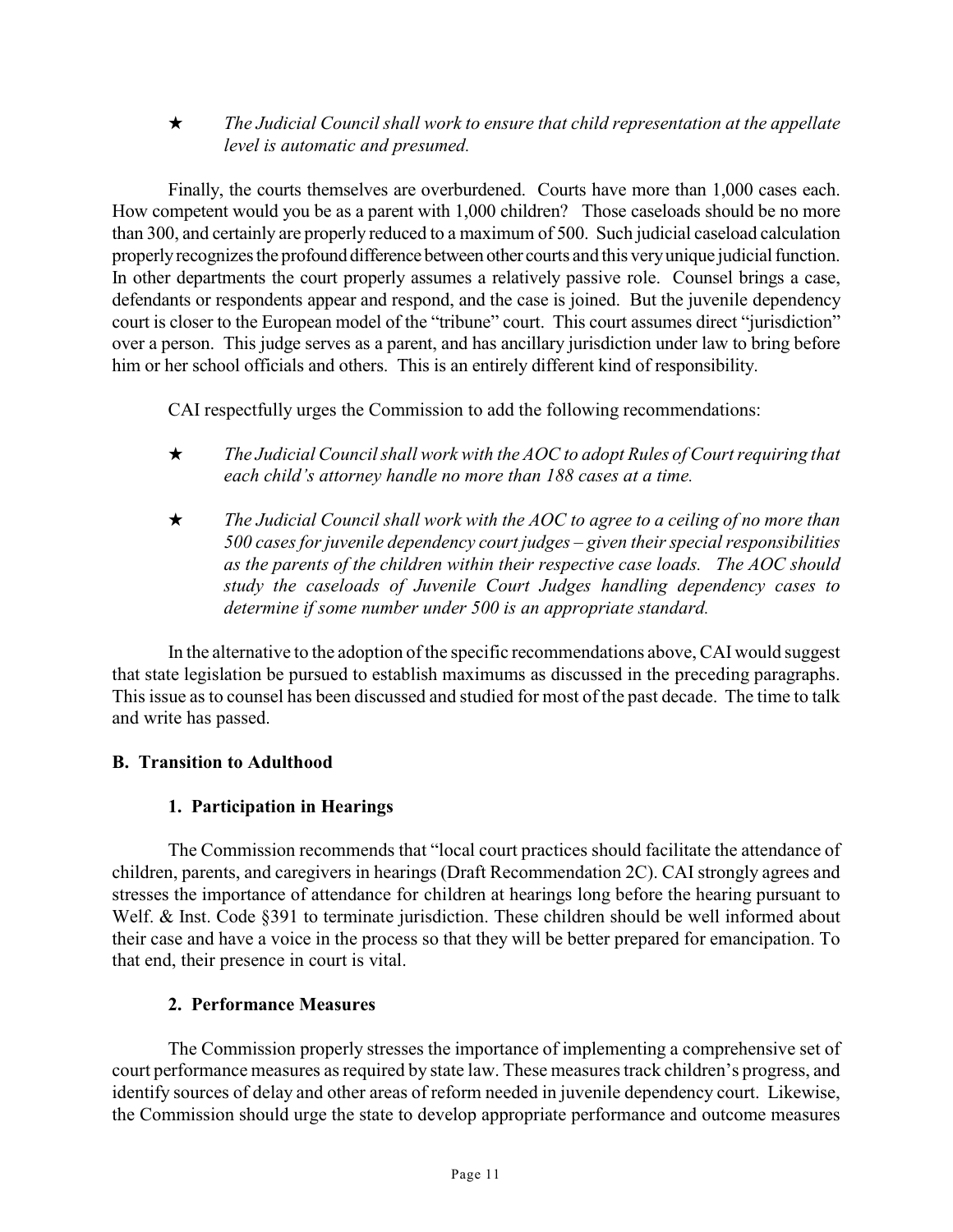★ *The Judicial Council shall work to ensure that child representation at the appellate level is automatic and presumed.*

Finally, the courts themselves are overburdened. Courts have more than 1,000 cases each. How competent would you be as a parent with 1,000 children? Those caseloads should be no more than 300, and certainly are properly reduced to a maximum of 500. Such judicial caseload calculation properly recognizes the profound difference between other courts and this very unique judicial function. In other departments the court properly assumes a relatively passive role. Counsel brings a case, defendants or respondents appear and respond, and the case is joined. But the juvenile dependency court is closer to the European model of the "tribune" court. This court assumes direct "jurisdiction" over a person. This judge serves as a parent, and has ancillary jurisdiction under law to bring before him or her school officials and others. This is an entirely different kind of responsibility.

CAI respectfully urges the Commission to add the following recommendations:

★ *The Judicial Council shall work with the AOC to adopt Rules of Court requiring that each child's attorney handle no more than 188 cases at a time.*

★ *The Judicial Council shall work with the AOC to agree to a ceiling of no more than 500 cases for juvenile dependency court judges – given their special responsibilities as the parents of the children within their respective case loads. The AOC should study the caseloads of Juvenile Court Judges handling dependency cases to determine if some number under 500 is an appropriate standard.*

In the alternative to the adoption of the specific recommendations above, CAI would suggest that state legislation be pursued to establish maximums as discussed in the preceding paragraphs. This issue as to counsel has been discussed and studied for most of the past decade. The time to talk and write has passed.

## B. Transition to Adulthood

### 1. Participation in Hearings

The Commission recommends that "local court practices should facilitate the attendance of children, parents, and caregivers in hearings (Draft Recommendation 2C). CAI strongly agrees and stresses the importance of attendance for children at hearings long before the hearing pursuant to Welf. & Inst. Code §391 to terminate jurisdiction. These children should be well informed about their case and have a voice in the process so that they will be better prepared for emancipation. To that end, their presence in court is vital.

### 2. Performance Measures

The Commission properly stresses the importance of implementing a comprehensive set of court performance measures as required by state law. These measures track children's progress, and identify sources of delay and other areas of reform needed in juvenile dependency court. Likewise, the Commission should urge the state to develop appropriate performance and outcome measures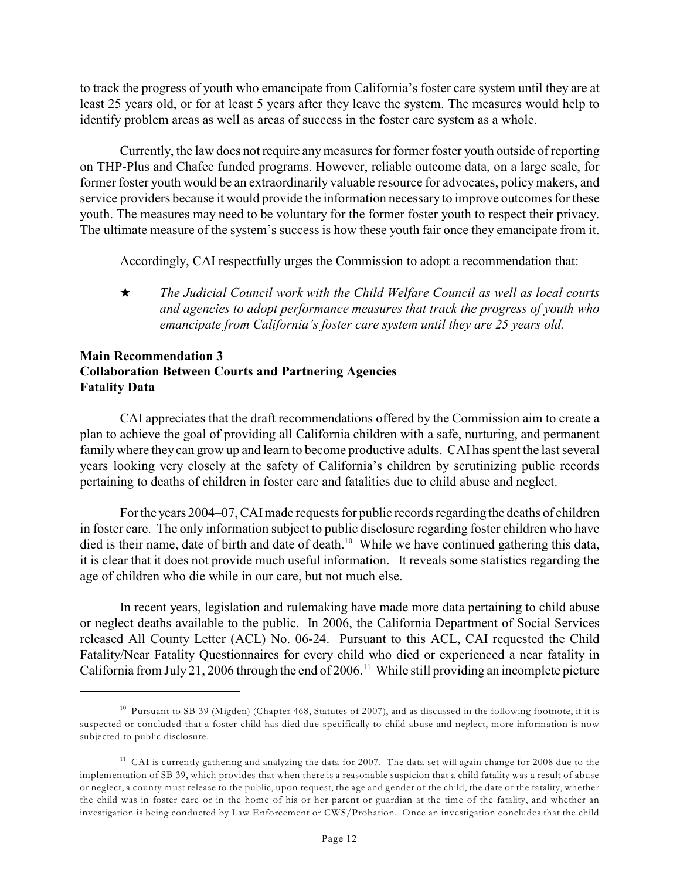to track the progress of youth who emancipate from California's foster care system until they are at least 25 years old, or for at least 5 years after they leave the system. The measures would help to identify problem areas as well as areas of success in the foster care system as a whole.

Currently, the law does not require any measures for former foster youth outside of reporting on THP-Plus and Chafee funded programs. However, reliable outcome data, on a large scale, for former foster youth would be an extraordinarily valuable resource for advocates, policy makers, and service providers because it would provide the information necessary to improve outcomes for these youth. The measures may need to be voluntary for the former foster youth to respect their privacy. The ultimate measure of the system's success is how these youth fair once they emancipate from it.

Accordingly, CAI respectfully urges the Commission to adopt a recommendation that:

★ *The Judicial Council work with the Child Welfare Council as well as local courts and agencies to adopt performance measures that track the progress of youth who emancipate from California's foster care system until they are 25 years old.*

**Main Recommendation 3**
**Collaboration Between Courts and Partnering Agencies**
**Fatality Data**

CAI appreciates that the draft recommendations offered by the Commission aim to create a plan to achieve the goal of providing all California children with a safe, nurturing, and permanent family where they can grow up and learn to become productive adults. CAI has spent the last several years looking very closely at the safety of California's children by scrutinizing public records pertaining to deaths of children in foster care and fatalities due to child abuse and neglect.

For the years 2004–07, CAI made requests for public records regarding the deaths of children in foster care. The only information subject to public disclosure regarding foster children who have died is their name, date of birth and date of death.[10] While we have continued gathering this data, it is clear that it does not provide much useful information. It reveals some statistics regarding the age of children who die while in our care, but not much else.

In recent years, legislation and rulemaking have made more data pertaining to child abuse or neglect deaths available to the public. In 2006, the California Department of Social Services released All County Letter (ACL) No. 06-24. Pursuant to this ACL, CAI requested the Child Fatality/Near Fatality Questionnaires for every child who died or experienced a near fatality in California from July 21, 2006 through the end of 2006.[11] While still providing an incomplete picture

[10] Pursuant to SB 39 (Migden) (Chapter 468, Statutes of 2007), and as discussed in the following footnote, if it is suspected or concluded that a foster child has died due specifically to child abuse and neglect, more information is now subjected to public disclosure.

[11] CAI is currently gathering and analyzing the data for 2007. The data set will again change for 2008 due to the implementation of SB 39, which provides that when there is a reasonable suspicion that a child fatality was a result of abuse or neglect, a county must release to the public, upon request, the age and gender of the child, the date of the fatality, whether the child was in foster care or in the home of his or her parent or guardian at the time of the fatality, and whether an investigation is being conducted by Law Enforcement or CWS/Probation. Once an investigation concludes that the child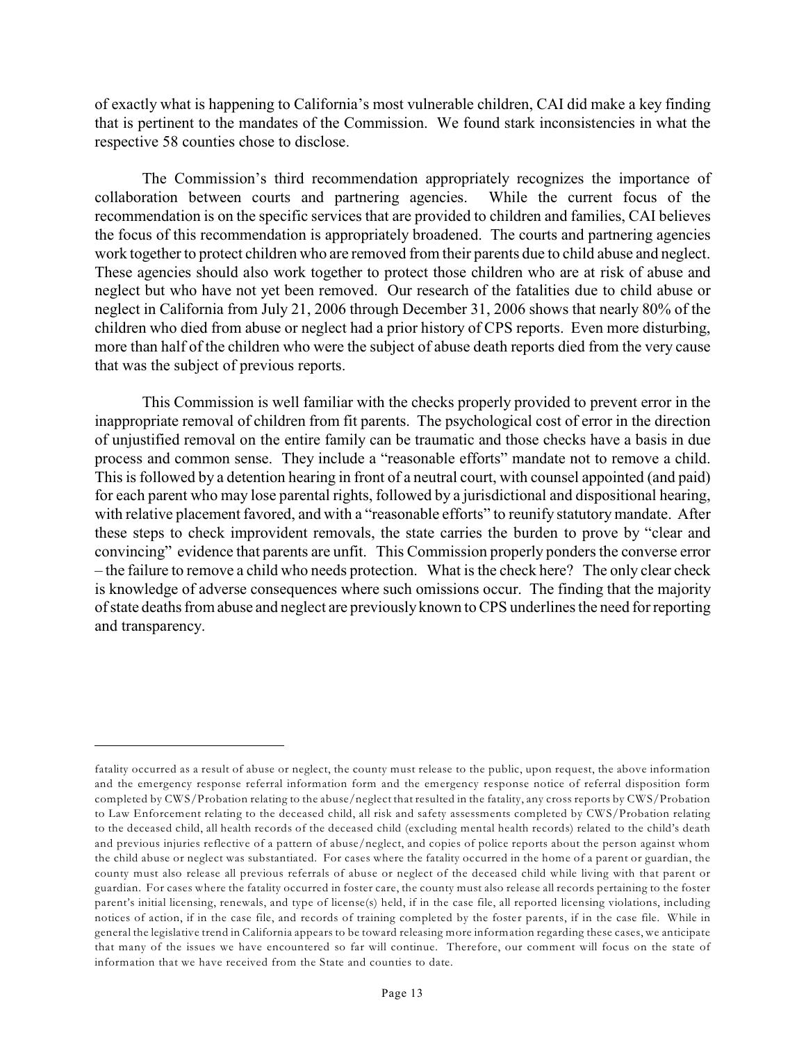of exactly what is happening to California's most vulnerable children, CAI did make a key finding that is pertinent to the mandates of the Commission. We found stark inconsistencies in what the respective 58 counties chose to disclose.

The Commission's third recommendation appropriately recognizes the importance of collaboration between courts and partnering agencies. While the current focus of the recommendation is on the specific services that are provided to children and families, CAI believes the focus of this recommendation is appropriately broadened. The courts and partnering agencies work together to protect children who are removed from their parents due to child abuse and neglect. These agencies should also work together to protect those children who are at risk of abuse and neglect but who have not yet been removed. Our research of the fatalities due to child abuse or neglect in California from July 21, 2006 through December 31, 2006 shows that nearly 80% of the children who died from abuse or neglect had a prior history of CPS reports. Even more disturbing, more than half of the children who were the subject of abuse death reports died from the very cause that was the subject of previous reports.

This Commission is well familiar with the checks properly provided to prevent error in the inappropriate removal of children from fit parents. The psychological cost of error in the direction of unjustified removal on the entire family can be traumatic and those checks have a basis in due process and common sense. They include a "reasonable efforts" mandate not to remove a child. This is followed by a detention hearing in front of a neutral court, with counsel appointed (and paid) for each parent who may lose parental rights, followed by a jurisdictional and dispositional hearing, with relative placement favored, and with a "reasonable efforts" to reunify statutory mandate. After these steps to check improvident removals, the state carries the burden to prove by "clear and convincing" evidence that parents are unfit. This Commission properly ponders the converse error – the failure to remove a child who needs protection. What is the check here? The only clear check is knowledge of adverse consequences where such omissions occur. The finding that the majority of state deaths from abuse and neglect are previously known to CPS underlines the need for reporting and transparency.

---

fatality occurred as a result of abuse or neglect, the county must release to the public, upon request, the above information and the emergency response referral information form and the emergency response notice of referral disposition form completed by CWS/Probation relating to the abuse/neglect that resulted in the fatality, any cross reports by CWS/Probation to Law Enforcement relating to the deceased child, all risk and safety assessments completed by CWS/Probation relating to the deceased child, all health records of the deceased child (excluding mental health records) related to the child's death and previous injuries reflective of a pattern of abuse/neglect, and copies of police reports about the person against whom the child abuse or neglect was substantiated. For cases where the fatality occurred in the home of a parent or guardian, the county must also release all previous referrals of abuse or neglect of the deceased child while living with that parent or guardian. For cases where the fatality occurred in foster care, the county must also release all records pertaining to the foster parent's initial licensing, renewals, and type of license(s) held, if in the case file, all reported licensing violations, including notices of action, if in the case file, and records of training completed by the foster parents, if in the case file. While in general the legislative trend in California appears to be toward releasing more information regarding these cases, we anticipate that many of the issues we have encountered so far will continue. Therefore, our comment will focus on the state of information that we have received from the State and counties to date.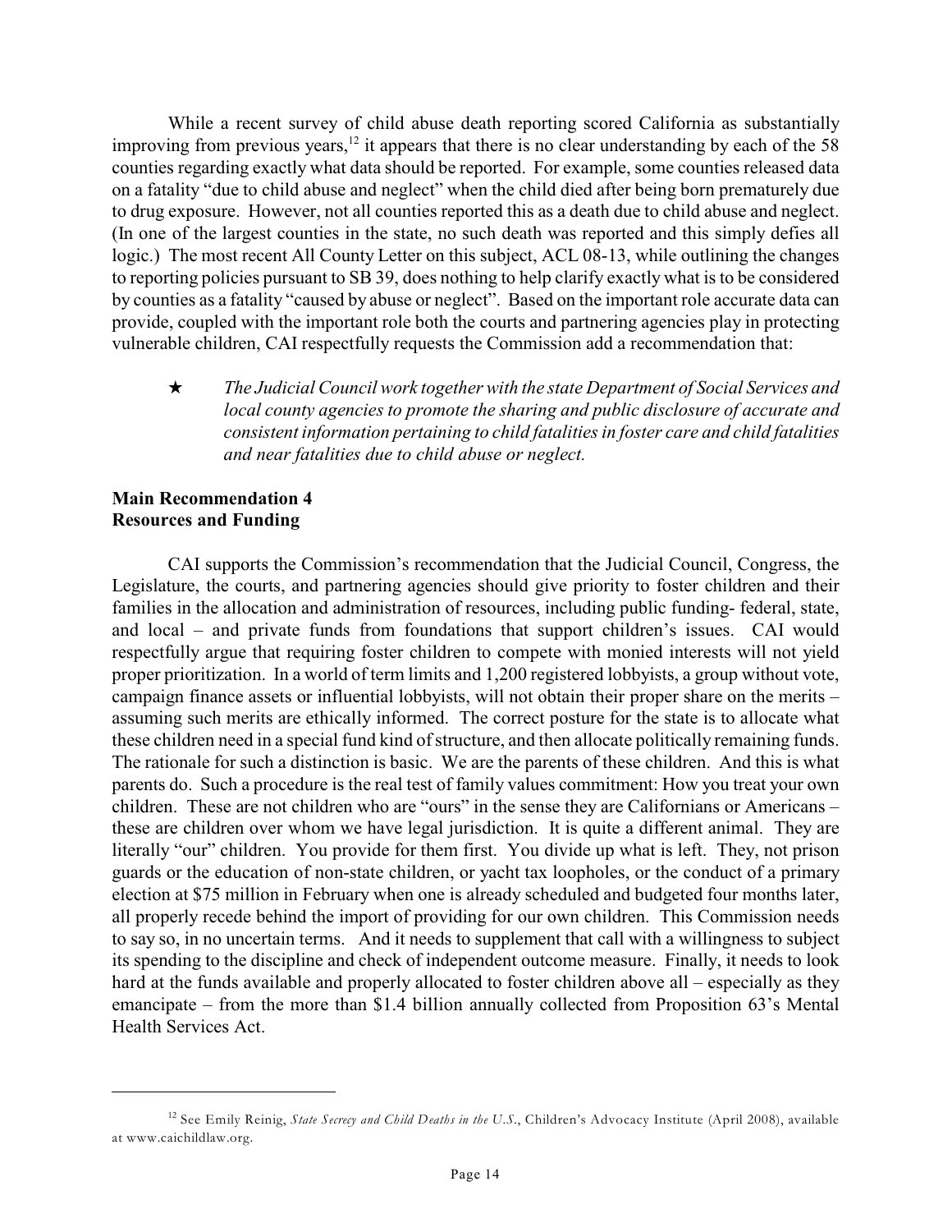While a recent survey of child abuse death reporting scored California as substantially improving from previous years,[12] it appears that there is no clear understanding by each of the 58 counties regarding exactly what data should be reported. For example, some counties released data on a fatality "due to child abuse and neglect" when the child died after being born prematurely due to drug exposure. However, not all counties reported this as a death due to child abuse and neglect. (In one of the largest counties in the state, no such death was reported and this simply defies all logic.) The most recent All County Letter on this subject, ACL 08-13, while outlining the changes to reporting policies pursuant to SB 39, does nothing to help clarify exactly what is to be considered by counties as a fatality "caused by abuse or neglect". Based on the important role accurate data can provide, coupled with the important role both the courts and partnering agencies play in protecting vulnerable children, CAI respectfully requests the Commission add a recommendation that:

★ *The Judicial Council work together with the state Department of Social Services and local county agencies to promote the sharing and public disclosure of accurate and consistent information pertaining to child fatalities in foster care and child fatalities and near fatalities due to child abuse or neglect.*

**Main Recommendation 4**
**Resources and Funding**

CAI supports the Commission's recommendation that the Judicial Council, Congress, the Legislature, the courts, and partnering agencies should give priority to foster children and their families in the allocation and administration of resources, including public funding- federal, state, and local – and private funds from foundations that support children's issues. CAI would respectfully argue that requiring foster children to compete with monied interests will not yield proper prioritization. In a world of term limits and 1,200 registered lobbyists, a group without vote, campaign finance assets or influential lobbyists, will not obtain their proper share on the merits – assuming such merits are ethically informed. The correct posture for the state is to allocate what these children need in a special fund kind of structure, and then allocate politically remaining funds. The rationale for such a distinction is basic. We are the parents of these children. And this is what parents do. Such a procedure is the real test of family values commitment: How you treat your own children. These are not children who are "ours" in the sense they are Californians or Americans – these are children over whom we have legal jurisdiction. It is quite a different animal. They are literally "our" children. You provide for them first. You divide up what is left. They, not prison guards or the education of non-state children, or yacht tax loopholes, or the conduct of a primary election at $75 million in February when one is already scheduled and budgeted four months later, all properly recede behind the import of providing for our own children. This Commission needs to say so, in no uncertain terms. And it needs to supplement that call with a willingness to subject its spending to the discipline and check of independent outcome measure. Finally, it needs to look hard at the funds available and properly allocated to foster children above all – especially as they emancipate – from the more than $1.4 billion annually collected from Proposition 63's Mental Health Services Act.

---

[12] See Emily Reinig, *State Secrecy and Child Deaths in the U.S.*, Children's Advocacy Institute (April 2008), available at www.caichildlaw.org.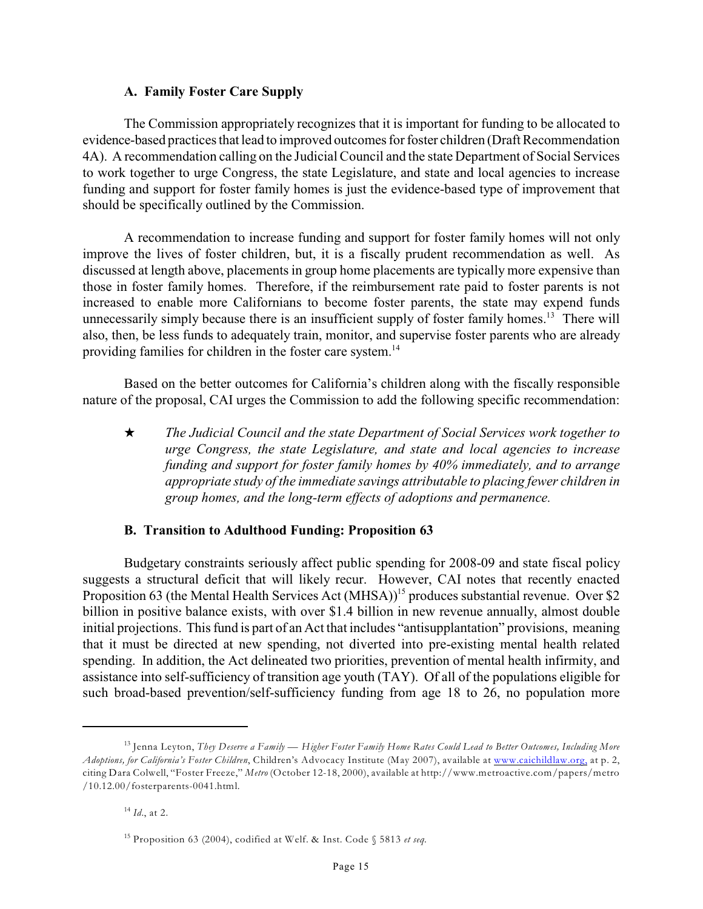### A. Family Foster Care Supply

The Commission appropriately recognizes that it is important for funding to be allocated to evidence-based practices that lead to improved outcomes for foster children (Draft Recommendation 4A). A recommendation calling on the Judicial Council and the state Department of Social Services to work together to urge Congress, the state Legislature, and state and local agencies to increase funding and support for foster family homes is just the evidence-based type of improvement that should be specifically outlined by the Commission.

A recommendation to increase funding and support for foster family homes will not only improve the lives of foster children, but, it is a fiscally prudent recommendation as well. As discussed at length above, placements in group home placements are typically more expensive than those in foster family homes. Therefore, if the reimbursement rate paid to foster parents is not increased to enable more Californians to become foster parents, the state may expend funds unnecessarily simply because there is an insufficient supply of foster family homes.[13] There will also, then, be less funds to adequately train, monitor, and supervise foster parents who are already providing families for children in the foster care system.[14]

Based on the better outcomes for California's children along with the fiscally responsible nature of the proposal, CAI urges the Commission to add the following specific recommendation:

★ *The Judicial Council and the state Department of Social Services work together to urge Congress, the state Legislature, and state and local agencies to increase funding and support for foster family homes by 40% immediately, and to arrange appropriate study of the immediate savings attributable to placing fewer children in group homes, and the long-term effects of adoptions and permanence.*

### B. Transition to Adulthood Funding: Proposition 63

Budgetary constraints seriously affect public spending for 2008-09 and state fiscal policy suggests a structural deficit that will likely recur. However, CAI notes that recently enacted Proposition 63 (the Mental Health Services Act (MHSA))[15] produces substantial revenue. Over $2 billion in positive balance exists, with over $1.4 billion in new revenue annually, almost double initial projections. This fund is part of an Act that includes "antisupplantation" provisions, meaning that it must be directed at new spending, not diverted into pre-existing mental health related spending. In addition, the Act delineated two priorities, prevention of mental health infirmity, and assistance into self-sufficiency of transition age youth (TAY). Of all of the populations eligible for such broad-based prevention/self-sufficiency funding from age 18 to 26, no population more

---

[13] Jenna Leyton, *They Deserve a Family — Higher Foster Family Home Rates Could Lead to Better Outcomes, Including More Adoptions, for California's Foster Children*, Children's Advocacy Institute (May 2007), available at www.caichildlaw.org, at p. 2, citing Dara Colwell, "Foster Freeze," *Metro* (October 12-18, 2000), available at http://www.metroactive.com/papers/metro/10.12.00/fosterparents-0041.html.

[14] *Id*., at 2.

[15] Proposition 63 (2004), codified at Welf. & Inst. Code § 5813 *et seq.*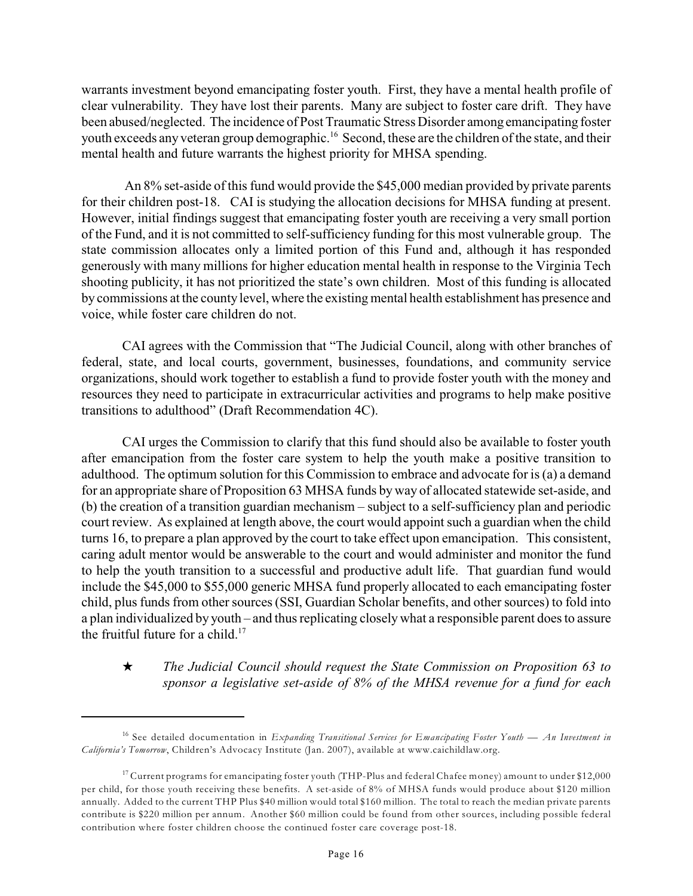warrants investment beyond emancipating foster youth. First, they have a mental health profile of clear vulnerability. They have lost their parents. Many are subject to foster care drift. They have been abused/neglected. The incidence of Post Traumatic Stress Disorder among emancipating foster youth exceeds any veteran group demographic.[16] Second, these are the children of the state, and their mental health and future warrants the highest priority for MHSA spending.

An 8% set-aside of this fund would provide the $45,000 median provided by private parents for their children post-18. CAI is studying the allocation decisions for MHSA funding at present. However, initial findings suggest that emancipating foster youth are receiving a very small portion of the Fund, and it is not committed to self-sufficiency funding for this most vulnerable group. The state commission allocates only a limited portion of this Fund and, although it has responded generously with many millions for higher education mental health in response to the Virginia Tech shooting publicity, it has not prioritized the state's own children. Most of this funding is allocated by commissions at the county level, where the existing mental health establishment has presence and voice, while foster care children do not.

CAI agrees with the Commission that "The Judicial Council, along with other branches of federal, state, and local courts, government, businesses, foundations, and community service organizations, should work together to establish a fund to provide foster youth with the money and resources they need to participate in extracurricular activities and programs to help make positive transitions to adulthood" (Draft Recommendation 4C).

CAI urges the Commission to clarify that this fund should also be available to foster youth after emancipation from the foster care system to help the youth make a positive transition to adulthood. The optimum solution for this Commission to embrace and advocate for is (a) a demand for an appropriate share of Proposition 63 MHSA funds by way of allocated statewide set-aside, and (b) the creation of a transition guardian mechanism – subject to a self-sufficiency plan and periodic court review. As explained at length above, the court would appoint such a guardian when the child turns 16, to prepare a plan approved by the court to take effect upon emancipation. This consistent, caring adult mentor would be answerable to the court and would administer and monitor the fund to help the youth transition to a successful and productive adult life. That guardian fund would include the $45,000 to $55,000 generic MHSA fund properly allocated to each emancipating foster child, plus funds from other sources (SSI, Guardian Scholar benefits, and other sources) to fold into a plan individualized by youth – and thus replicating closely what a responsible parent does to assure the fruitful future for a child.[17]

★ *The Judicial Council should request the State Commission on Proposition 63 to sponsor a legislative set-aside of 8% of the MHSA revenue for a fund for each*

---

[16] See detailed documentation in *Expanding Transitional Services for Emancipating Foster Youth — An Investment in California's Tomorrow*, Children's Advocacy Institute (Jan. 2007), available at www.caichildlaw.org.

[17] Current programs for emancipating foster youth (THP-Plus and federal Chafee money) amount to under $12,000 per child, for those youth receiving these benefits. A set-aside of 8% of MHSA funds would produce about $120 million annually. Added to the current THP Plus $40 million would total $160 million. The total to reach the median private parents contribute is $220 million per annum. Another $60 million could be found from other sources, including possible federal contribution where foster children choose the continued foster care coverage post-18.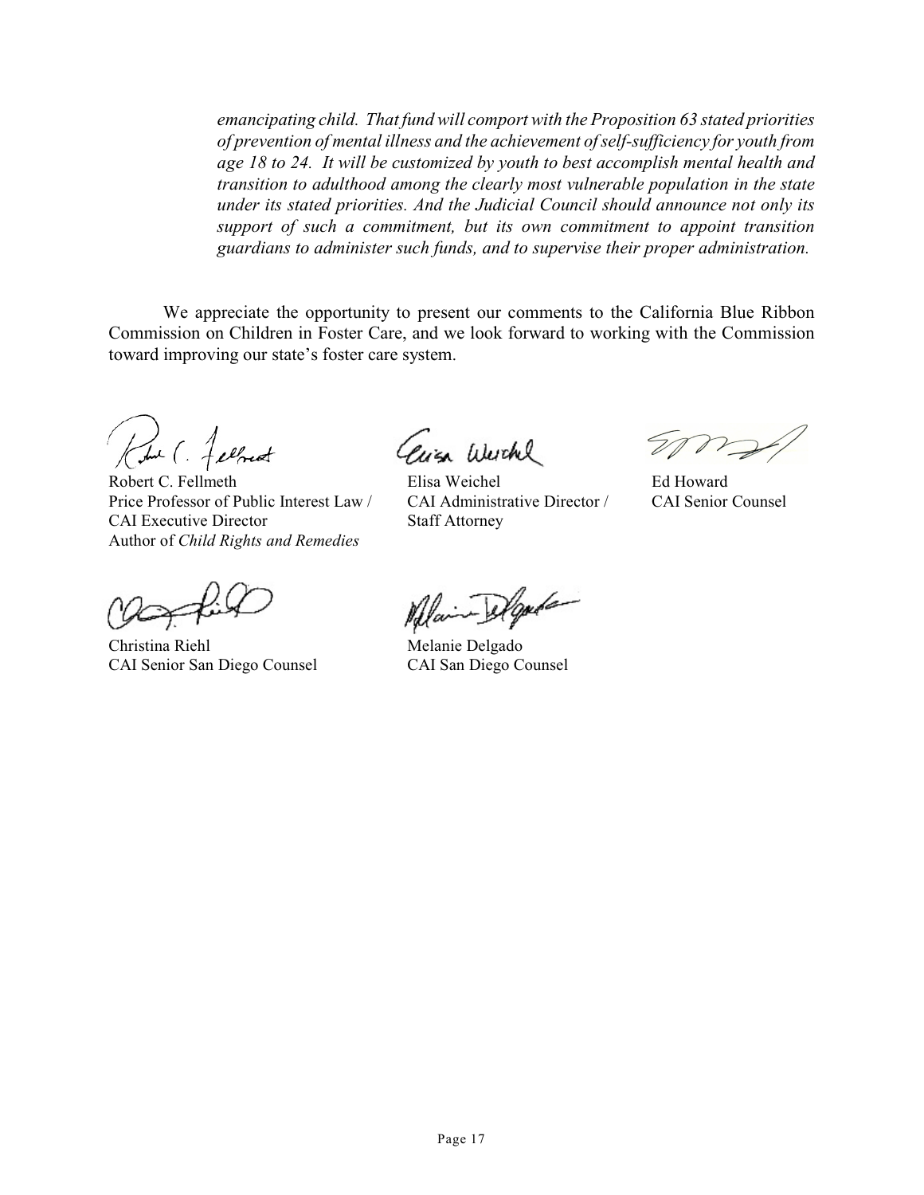*emancipating child. That fund will comport with the Proposition 63 stated priorities of prevention of mental illness and the achievement of self-sufficiency for youth from age 18 to 24. It will be customized by youth to best accomplish mental health and transition to adulthood among the clearly most vulnerable population in the state under its stated priorities. And the Judicial Council should announce not only its support of such a commitment, but its own commitment to appoint transition guardians to administer such funds, and to supervise their proper administration.*

We appreciate the opportunity to present our comments to the California Blue Ribbon Commission on Children in Foster Care, and we look forward to working with the Commission toward improving our state's foster care system.

Robert C. Fellmeth
Price Professor of Public Interest Law /
CAI Executive Director
Author of *Child Rights and Remedies*

Elisa Weichel
CAI Administrative Director /
Staff Attorney

Ed Howard
CAI Senior Counsel

Christina Riehl
CAI Senior San Diego Counsel

Melanie Delgado
CAI San Diego Counsel